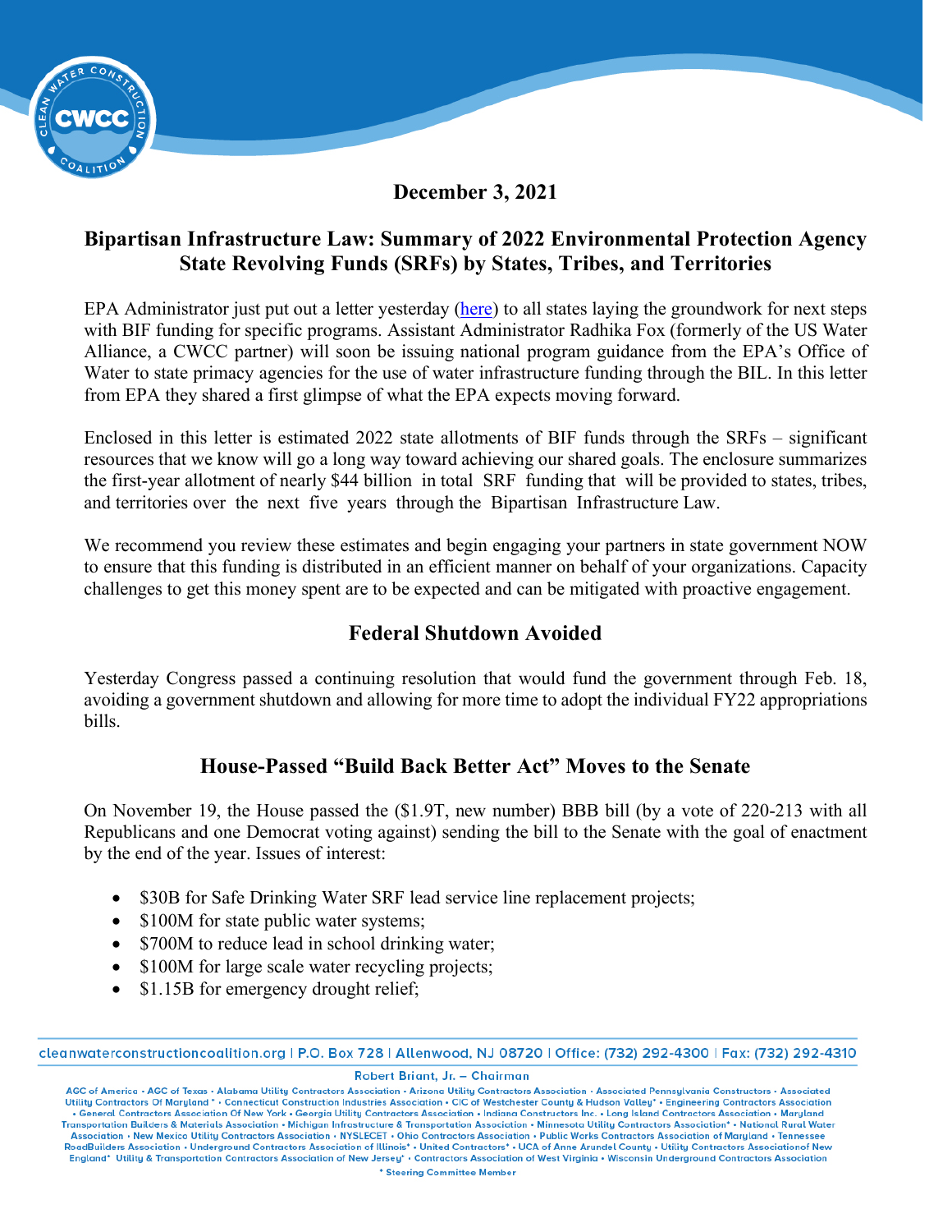**December 3, 2021**

# Bipartisan Infrastructure Law: Summary of 2022 Environmental Protection Agency State Revolving Funds (SRFs) by States, Tribes, and Territories

EPA Administrator just put out a letter yesterday (here) to all states laying the groundwork for next steps with BIF funding for specific programs. Assistant Administrator Radhika Fox (formerly of the US Water Alliance, a CWCC partner) will soon be issuing national program guidance from the EPA's Office of Water to state primacy agencies for the use of water infrastructure funding through the BIL. In this letter from EPA they shared a first glimpse of what the EPA expects moving forward.

Enclosed in this letter is estimated 2022 state allotments of BIF funds through the SRFs – significant resources that we know will go a long way toward achieving our shared goals. The enclosure summarizes the first-year allotment of nearly $44 billion in total SRF funding that will be provided to states, tribes, and territories over the next five years through the Bipartisan Infrastructure Law.

We recommend you review these estimates and begin engaging your partners in state government NOW to ensure that this funding is distributed in an efficient manner on behalf of your organizations. Capacity challenges to get this money spent are to be expected and can be mitigated with proactive engagement.

## Federal Shutdown Avoided

Yesterday Congress passed a continuing resolution that would fund the government through Feb. 18, avoiding a government shutdown and allowing for more time to adopt the individual FY22 appropriations bills.

## House-Passed "Build Back Better Act" Moves to the Senate

On November 19, the House passed the ($1.9T, new number) BBB bill (by a vote of 220-213 with all Republicans and one Democrat voting against) sending the bill to the Senate with the goal of enactment by the end of the year. Issues of interest:

- $30B for Safe Drinking Water SRF lead service line replacement projects;
- $100M for state public water systems;
- $700M to reduce lead in school drinking water;
- $100M for large scale water recycling projects;
- $1.15B for emergency drought relief;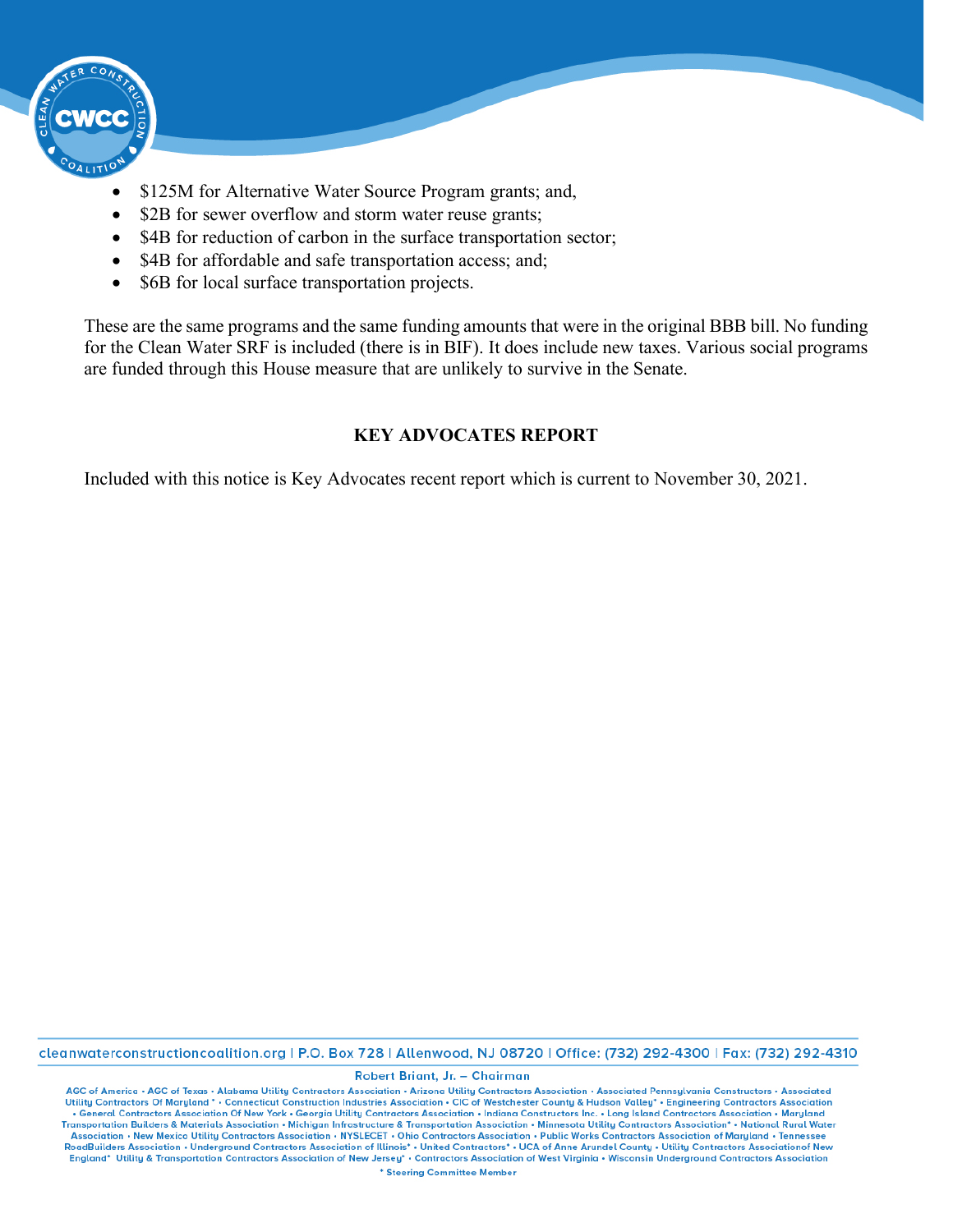- $125M for Alternative Water Source Program grants; and,
- $2B for sewer overflow and storm water reuse grants;
- $4B for reduction of carbon in the surface transportation sector;
- $4B for affordable and safe transportation access; and;
- $6B for local surface transportation projects.

These are the same programs and the same funding amounts that were in the original BBB bill. No funding for the Clean Water SRF is included (there is in BIF). It does include new taxes. Various social programs are funded through this House measure that are unlikely to survive in the Senate.

**KEY ADVOCATES REPORT**

Included with this notice is Key Advocates recent report which is current to November 30, 2021.